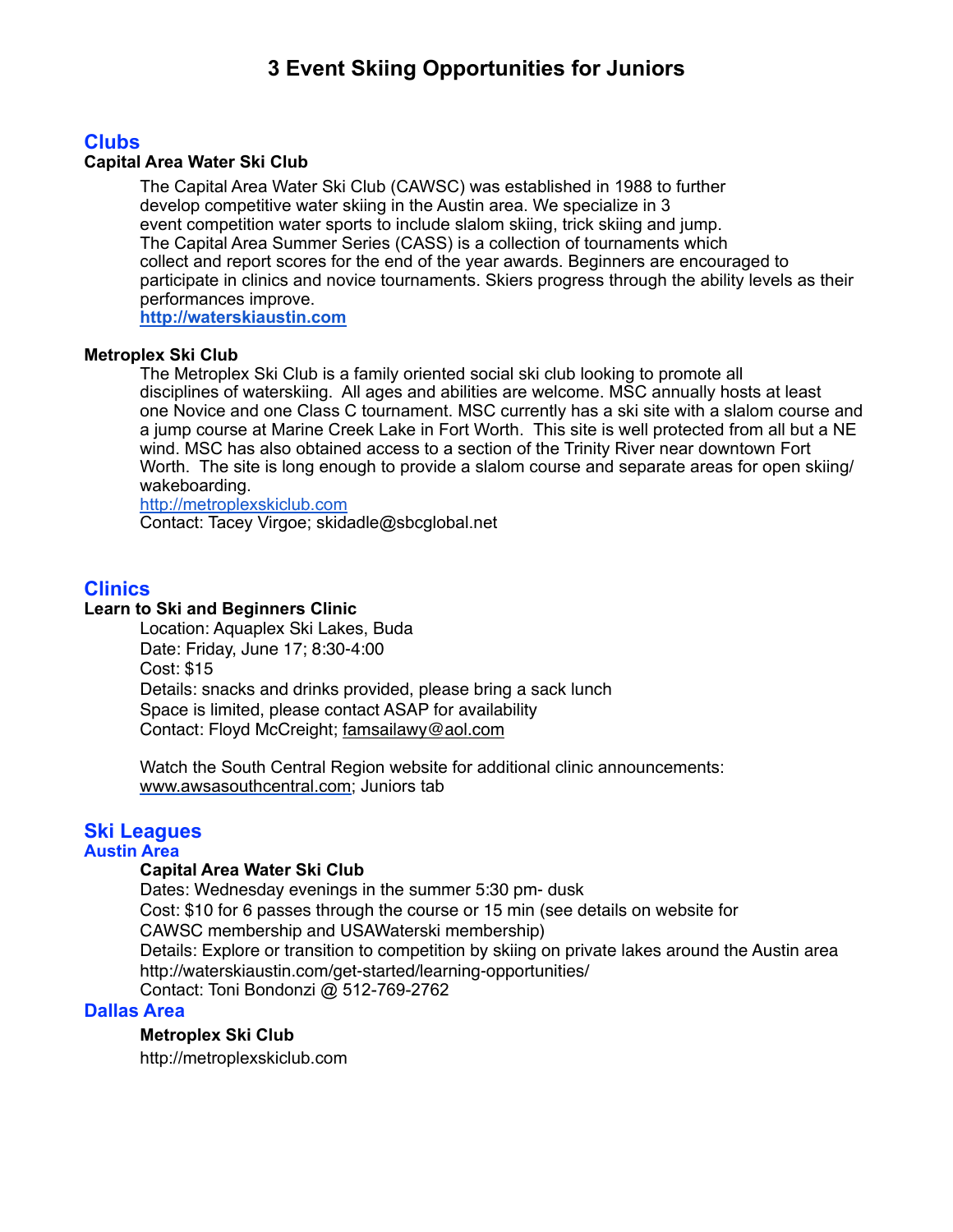# 3 Event Skiing Opportunities for Juniors

## Clubs

**Capital Area Water Ski Club**

The Capital Area Water Ski Club (CAWSC) was established in 1988 to further develop competitive water skiing in the Austin area. We specialize in 3 event competition water sports to include slalom skiing, trick skiing and jump. The Capital Area Summer Series (CASS) is a collection of tournaments which collect and report scores for the end of the year awards. Beginners are encouraged to participate in clinics and novice tournaments. Skiers progress through the ability levels as their performances improve.
**http://waterskiaustin.com**

**Metroplex Ski Club**

The Metroplex Ski Club is a family oriented social ski club looking to promote all disciplines of waterskiing. All ages and abilities are welcome. MSC annually hosts at least one Novice and one Class C tournament. MSC currently has a ski site with a slalom course and a jump course at Marine Creek Lake in Fort Worth. This site is well protected from all but a NE wind. MSC has also obtained access to a section of the Trinity River near downtown Fort Worth. The site is long enough to provide a slalom course and separate areas for open skiing/ wakeboarding.
http://metroplexskiclub.com
Contact: Tacey Virgoe; skidadle@sbcglobal.net

## Clinics

**Learn to Ski and Beginners Clinic**

Location: Aquaplex Ski Lakes, Buda
Date: Friday, June 17; 8:30-4:00
Cost: $15
Details: snacks and drinks provided, please bring a sack lunch
Space is limited, please contact ASAP for availability
Contact: Floyd McCreight; famsailawy@aol.com

Watch the South Central Region website for additional clinic announcements: www.awsasouthcentral.com; Juniors tab

## Ski Leagues

### Austin Area

**Capital Area Water Ski Club**

Dates: Wednesday evenings in the summer 5:30 pm- dusk
Cost: $10 for 6 passes through the course or 15 min (see details on website for CAWSC membership and USAWaterski membership)
Details: Explore or transition to competition by skiing on private lakes around the Austin area
http://waterskiaustin.com/get-started/learning-opportunities/
Contact: Toni Bondonzi @ 512-769-2762

### Dallas Area

**Metroplex Ski Club**

http://metroplexskiclub.com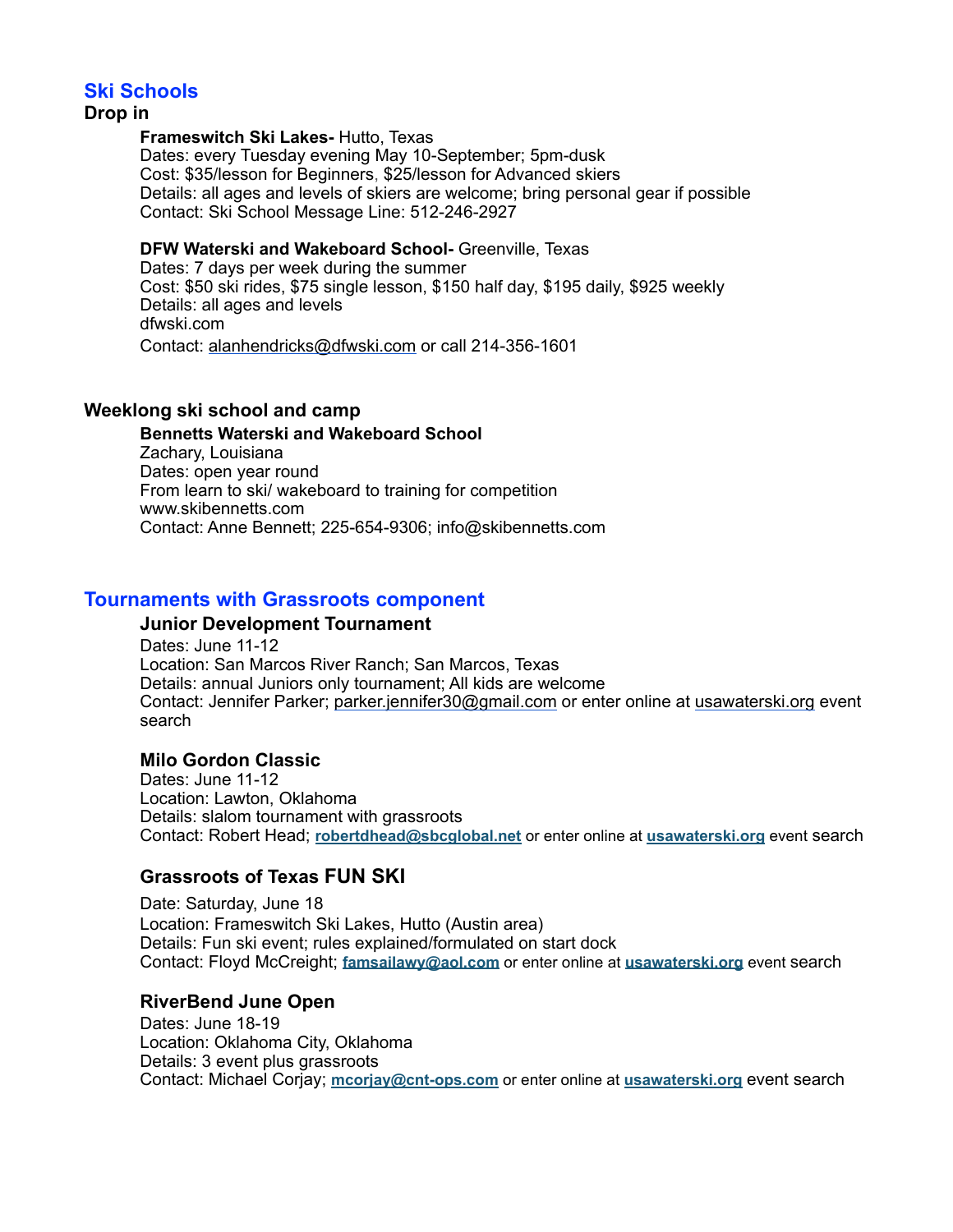## Ski Schools

### Drop in

**Frameswitch Ski Lakes-** Hutto, Texas
Dates: every Tuesday evening May 10-September; 5pm-dusk
Cost: $35/lesson for Beginners, $25/lesson for Advanced skiers
Details: all ages and levels of skiers are welcome; bring personal gear if possible
Contact: Ski School Message Line: 512-246-2927

**DFW Waterski and Wakeboard School-** Greenville, Texas
Dates: 7 days per week during the summer
Cost: $50 ski rides, $75 single lesson, $150 half day, $195 daily, $925 weekly
Details: all ages and levels
dfwski.com
Contact: alanhendricks@dfwski.com or call 214-356-1601

### Weeklong ski school and camp

**Bennetts Waterski and Wakeboard School**
Zachary, Louisiana
Dates: open year round
From learn to ski/ wakeboard to training for competition
www.skibennetts.com
Contact: Anne Bennett; 225-654-9306; info@skibennetts.com

## Tournaments with Grassroots component

### Junior Development Tournament

Dates: June 11-12
Location: San Marcos River Ranch; San Marcos, Texas
Details: annual Juniors only tournament; All kids are welcome
Contact: Jennifer Parker; parker.jennifer30@gmail.com or enter online at usawaterski.org event search

### Milo Gordon Classic

Dates: June 11-12
Location: Lawton, Oklahoma
Details: slalom tournament with grassroots
Contact: Robert Head; **robertdhead@sbcglobal.net** or enter online at **usawaterski.org** event search

### Grassroots of Texas FUN SKI

Date: Saturday, June 18
Location: Frameswitch Ski Lakes, Hutto (Austin area)
Details: Fun ski event; rules explained/formulated on start dock
Contact: Floyd McCreight; **famsailawy@aol.com** or enter online at **usawaterski.org** event search

### RiverBend June Open

Dates: June 18-19
Location: Oklahoma City, Oklahoma
Details: 3 event plus grassroots
Contact: Michael Corjay; **mcorjay@cnt-ops.com** or enter online at **usawaterski.org** event search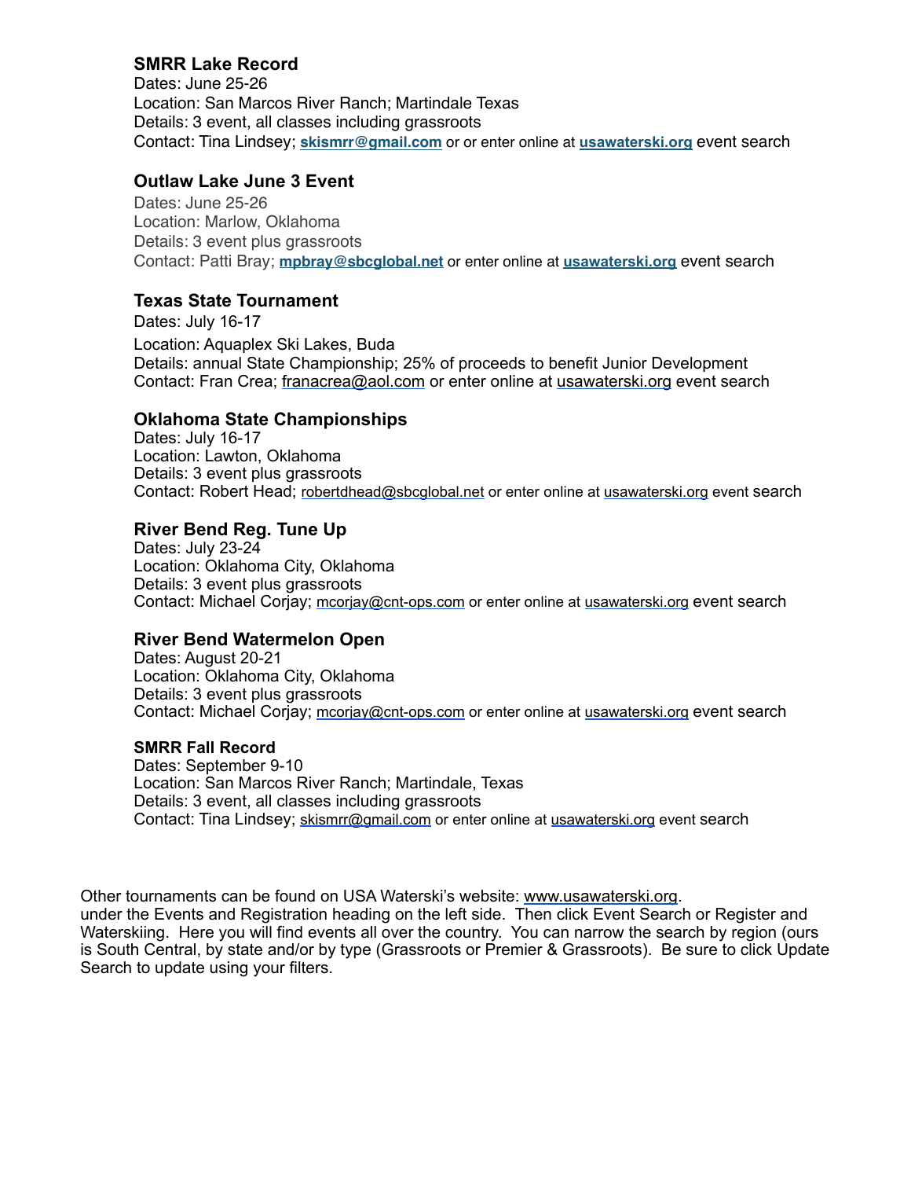### SMRR Lake Record

Dates: June 25-26
Location: San Marcos River Ranch; Martindale Texas
Details: 3 event, all classes including grassroots
Contact: Tina Lindsey; **skismrr@gmail.com** or or enter online at **usawaterski.org** event search

### Outlaw Lake June 3 Event

Dates: June 25-26
Location: Marlow, Oklahoma
Details: 3 event plus grassroots
Contact: Patti Bray; **mpbray@sbcglobal.net** or enter online at **usawaterski.org** event search

### Texas State Tournament

Dates: July 16-17
Location: Aquaplex Ski Lakes, Buda
Details: annual State Championship; 25% of proceeds to benefit Junior Development
Contact: Fran Crea; franacrea@aol.com or enter online at usawaterski.org event search

### Oklahoma State Championships

Dates: July 16-17
Location: Lawton, Oklahoma
Details: 3 event plus grassroots
Contact: Robert Head; robertdhead@sbcglobal.net or enter online at usawaterski.org event search

### River Bend Reg. Tune Up

Dates: July 23-24
Location: Oklahoma City, Oklahoma
Details: 3 event plus grassroots
Contact: Michael Corjay; mcorjay@cnt-ops.com or enter online at usawaterski.org event search

### River Bend Watermelon Open

Dates: August 20-21
Location: Oklahoma City, Oklahoma
Details: 3 event plus grassroots
Contact: Michael Corjay; mcorjay@cnt-ops.com or enter online at usawaterski.org event search

### SMRR Fall Record

Dates: September 9-10
Location: San Marcos River Ranch; Martindale, Texas
Details: 3 event, all classes including grassroots
Contact: Tina Lindsey; skismrr@gmail.com or enter online at usawaterski.org event search

Other tournaments can be found on USA Waterski's website: www.usawaterski.org.
under the Events and Registration heading on the left side. Then click Event Search or Register and Waterskiing. Here you will find events all over the country. You can narrow the search by region (ours is South Central, by state and/or by type (Grassroots or Premier & Grassroots). Be sure to click Update Search to update using your filters.